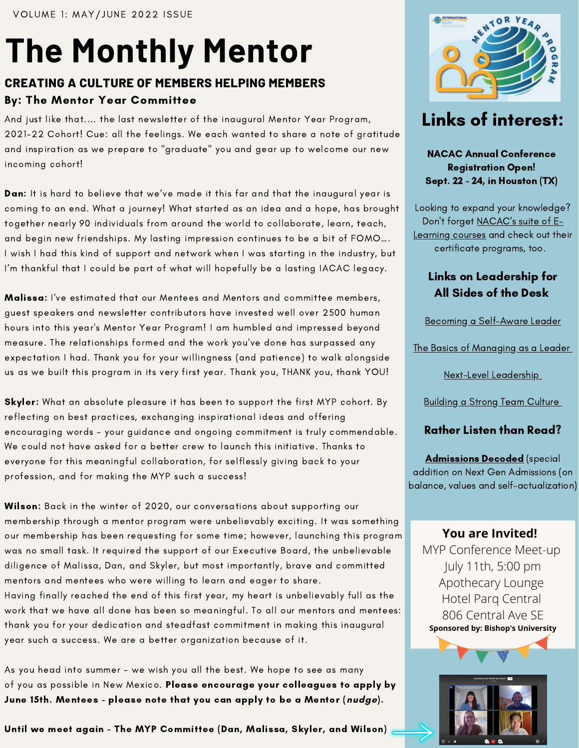VOLUME 1: MAY/JUNE 2022 ISSUE

# The Monthly Mentor

## CREATING A CULTURE OF MEMBERS HELPING MEMBERS

**By: The Mentor Year Committee**

And just like that.... the last newsletter of the inaugural Mentor Year Program, 2021-22 Cohort! Cue: all the feelings. We each wanted to share a note of gratitude and inspiration as we prepare to "graduate" you and gear up to welcome our new incoming cohort!

**Dan:** It is hard to believe that we've made it this far and that the inaugural year is coming to an end. What a journey! What started as an idea and a hope, has brought together nearly 90 individuals from around the world to collaborate, learn, teach, and begin new friendships. My lasting impression continues to be a bit of FOMO…. I wish I had this kind of support and network when I was starting in the industry, but I'm thankful that I could be part of what will hopefully be a lasting IACAC legacy.

**Malissa:** I've estimated that our Mentees and Mentors and committee members, guest speakers and newsletter contributors have invested well over 2500 human hours into this year's Mentor Year Program! I am humbled and impressed beyond measure. The relationships formed and the work you've done has surpassed any expectation I had. Thank you for your willingness (and patience) to walk alongside us as we built this program in its very first year. Thank you, THANK you, thank YOU!

**Skyler:** What an absolute pleasure it has been to support the first MYP cohort. By reflecting on best practices, exchanging inspirational ideas and offering encouraging words - your guidance and ongoing commitment is truly commendable. We could not have asked for a better crew to launch this initiative. Thanks to everyone for this meaningful collaboration, for selflessly giving back to your profession, and for making the MYP such a success!

**Wilson:** Back in the winter of 2020, our conversations about supporting our membership through a mentor program were unbelievably exciting. It was something our membership has been requesting for some time; however, launching this program was no small task. It required the support of our Executive Board, the unbelievable diligence of Malissa, Dan, and Skyler, but most importantly, brave and committed mentors and mentees who were willing to learn and eager to share.
Having finally reached the end of this first year, my heart is unbelievably full as the work that we have all done has been so meaningful. To all our mentors and mentees: thank you for your dedication and steadfast commitment in making this inaugural year such a success. We are a better organization because of it.

As you head into summer - we wish you all the best. We hope to see as many of you as possible in New Mexico. **Please encourage your colleagues to apply by June 15th. Mentees - please note that you can apply to be a Mentor (*nudge*).**

**Until we meet again - The MYP Committee (Dan, Malissa, Skyler, and Wilson)**

## Links of interest:

**NACAC Annual Conference Registration Open! Sept. 22 - 24, in Houston (TX)**

Looking to expand your knowledge? Don't forget NACAC's suite of E-Learning courses and check out their certificate programs, too.

### Links on Leadership for All Sides of the Desk

Becoming a Self-Aware Leader

The Basics of Managing as a Leader

Next-Level Leadership

Building a Strong Team Culture

### Rather Listen than Read?

**Admissions Decoded** (special addition on Next Gen Admissions (on balance, values and self-actualization)

### You are Invited!

MYP Conference Meet-up
July 11th, 5:00 pm
Apothecary Lounge
Hotel Parq Central
806 Central Ave SE

**Sponsored by: Bishop's University**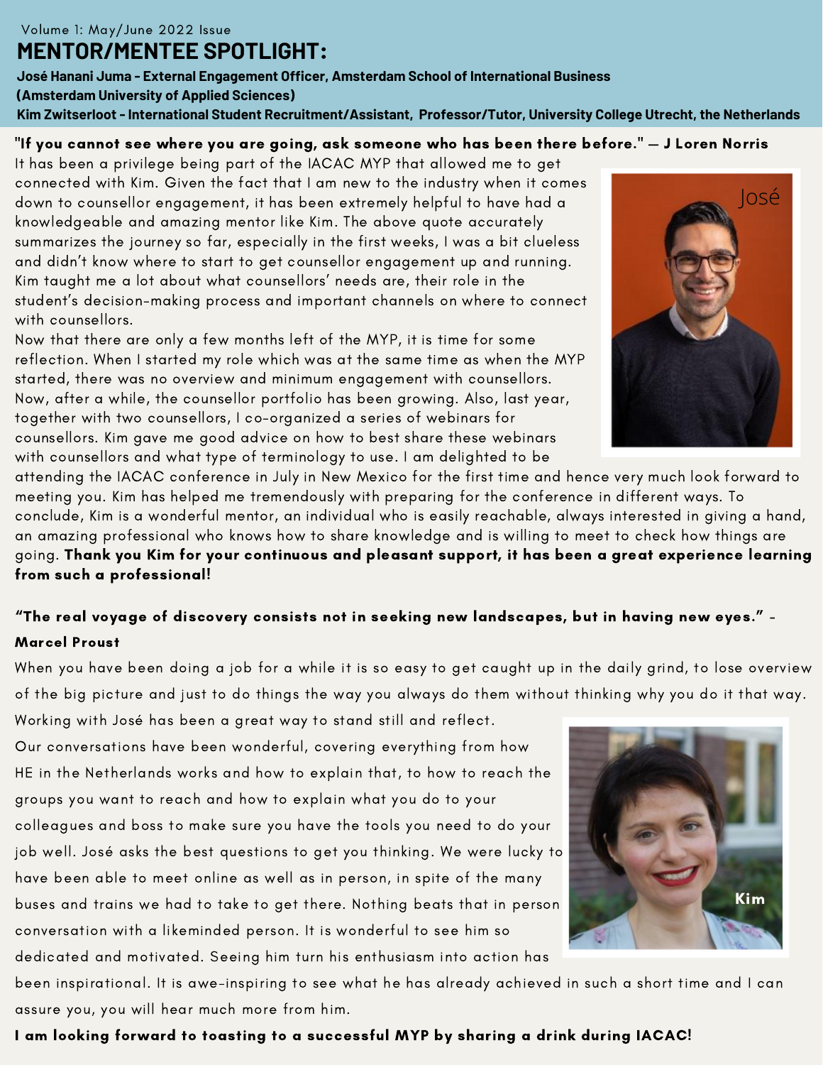Volume 1: May/June 2022 Issue

# MENTOR/MENTEE SPOTLIGHT:

**José Hanani Juma - External Engagement Officer, Amsterdam School of International Business (Amsterdam University of Applied Sciences)**

**Kim Zwitserloot - International Student Recruitment/Assistant, Professor/Tutor, University College Utrecht, the Netherlands**

**"If you cannot see where you are going, ask someone who has been there before." — J Loren Norris**

It has been a privilege being part of the IACAC MYP that allowed me to get connected with Kim. Given the fact that I am new to the industry when it comes down to counsellor engagement, it has been extremely helpful to have had a knowledgeable and amazing mentor like Kim. The above quote accurately summarizes the journey so far, especially in the first weeks, I was a bit clueless and didn't know where to start to get counsellor engagement up and running. Kim taught me a lot about what counsellors' needs are, their role in the student's decision-making process and important channels on where to connect with counsellors.

Now that there are only a few months left of the MYP, it is time for some reflection. When I started my role which was at the same time as when the MYP started, there was no overview and minimum engagement with counsellors. Now, after a while, the counsellor portfolio has been growing. Also, last year, together with two counsellors, I co-organized a series of webinars for counsellors. Kim gave me good advice on how to best share these webinars with counsellors and what type of terminology to use. I am delighted to be attending the IACAC conference in July in New Mexico for the first time and hence very much look forward to meeting you. Kim has helped me tremendously with preparing for the conference in different ways. To conclude, Kim is a wonderful mentor, an individual who is easily reachable, always interested in giving a hand, an amazing professional who knows how to share knowledge and is willing to meet to check how things are going. **Thank you Kim for your continuous and pleasant support, it has been a great experience learning from such a professional!**

**"The real voyage of discovery consists not in seeking new landscapes, but in having new eyes." - Marcel Proust**

When you have been doing a job for a while it is so easy to get caught up in the daily grind, to lose overview of the big picture and just to do things the way you always do them without thinking why you do it that way. Working with José has been a great way to stand still and reflect.

Our conversations have been wonderful, covering everything from how HE in the Netherlands works and how to explain that, to how to reach the groups you want to reach and how to explain what you do to your colleagues and boss to make sure you have the tools you need to do your job well. José asks the best questions to get you thinking. We were lucky to have been able to meet online as well as in person, in spite of the many buses and trains we had to take to get there. Nothing beats that in person conversation with a likeminded person. It is wonderful to see him so dedicated and motivated. Seeing him turn his enthusiasm into action has been inspirational. It is awe-inspiring to see what he has already achieved in such a short time and I can assure you, you will hear much more from him.

**I am looking forward to toasting to a successful MYP by sharing a drink during IACAC!**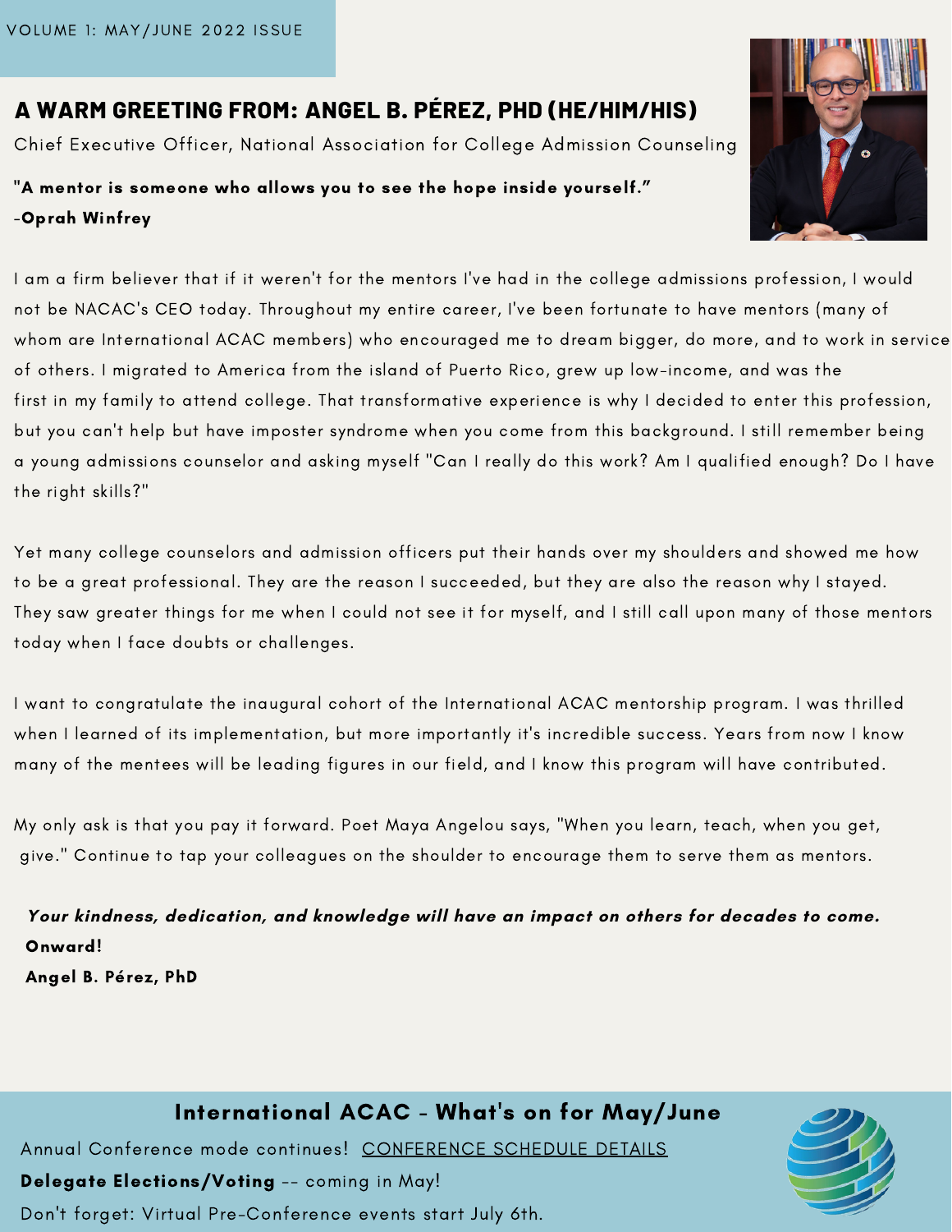## A WARM GREETING FROM: ANGEL B. PÉREZ, PHD (HE/HIM/HIS)

Chief Executive Officer, National Association for College Admission Counseling

**"A mentor is someone who allows you to see the hope inside yourself."**
**-Oprah Winfrey**

I am a firm believer that if it weren't for the mentors I've had in the college admissions profession, I would not be NACAC's CEO today. Throughout my entire career, I've been fortunate to have mentors (many of whom are International ACAC members) who encouraged me to dream bigger, do more, and to work in service of others. I migrated to America from the island of Puerto Rico, grew up low-income, and was the first in my family to attend college. That transformative experience is why I decided to enter this profession, but you can't help but have imposter syndrome when you come from this background. I still remember being a young admissions counselor and asking myself "Can I really do this work? Am I qualified enough? Do I have the right skills?"

Yet many college counselors and admission officers put their hands over my shoulders and showed me how to be a great professional. They are the reason I succeeded, but they are also the reason why I stayed. They saw greater things for me when I could not see it for myself, and I still call upon many of those mentors today when I face doubts or challenges.

I want to congratulate the inaugural cohort of the International ACAC mentorship program. I was thrilled when I learned of its implementation, but more importantly it's incredible success. Years from now I know many of the mentees will be leading figures in our field, and I know this program will have contributed.

My only ask is that you pay it forward. Poet Maya Angelou says, "When you learn, teach, when you get, give." Continue to tap your colleagues on the shoulder to encourage them to serve them as mentors.

***Your kindness, dedication, and knowledge will have an impact on others for decades to come.***

**Onward!**

**Angel B. Pérez, PhD**

### International ACAC - What's on for May/June

Annual Conference mode continues! CONFERENCE SCHEDULE DETAILS

**Delegate Elections/Voting** -- coming in May!

Don't forget: Virtual Pre-Conference events start July 6th.